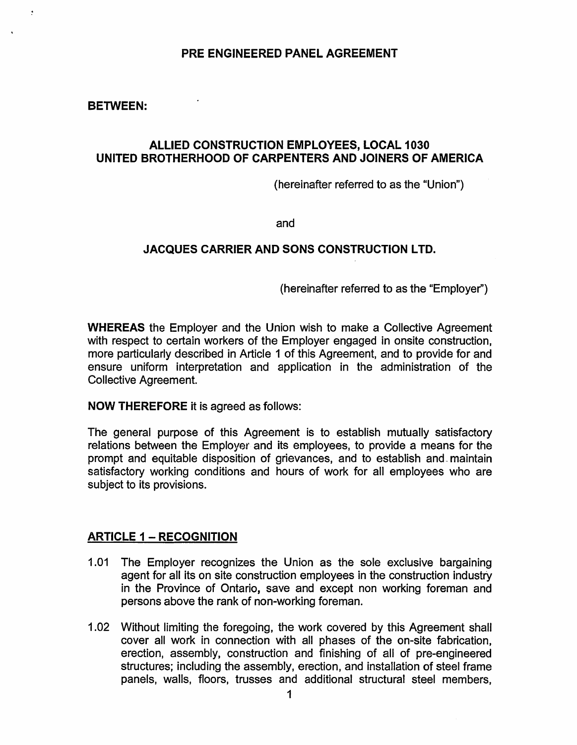# PRE ENGINEERED PANEL AGREEMENT

**BETWEEN:**

**ALLIED CONSTRUCTION EMPLOYEES, LOCAL 1030**
**UNITED BROTHERHOOD OF CARPENTERS AND JOINERS OF AMERICA**

(hereinafter referred to as the "Union")

and

**JACQUES CARRIER AND SONS CONSTRUCTION LTD.**

(hereinafter referred to as the "Employer")

**WHEREAS** the Employer and the Union wish to make a Collective Agreement with respect to certain workers of the Employer engaged in onsite construction, more particularly described in Article 1 of this Agreement, and to provide for and ensure uniform interpretation and application in the administration of the Collective Agreement.

**NOW THEREFORE** it is agreed as follows:

The general purpose of this Agreement is to establish mutually satisfactory relations between the Employer and its employees, to provide a means for the prompt and equitable disposition of grievances, and to establish and maintain satisfactory working conditions and hours of work for all employees who are subject to its provisions.

## ARTICLE 1 – RECOGNITION

1.01 The Employer recognizes the Union as the sole exclusive bargaining agent for all its on site construction employees in the construction industry in the Province of Ontario, save and except non working foreman and persons above the rank of non-working foreman.

1.02 Without limiting the foregoing, the work covered by this Agreement shall cover all work in connection with all phases of the on-site fabrication, erection, assembly, construction and finishing of all of pre-engineered structures; including the assembly, erection, and installation of steel frame panels, walls, floors, trusses and additional structural steel members,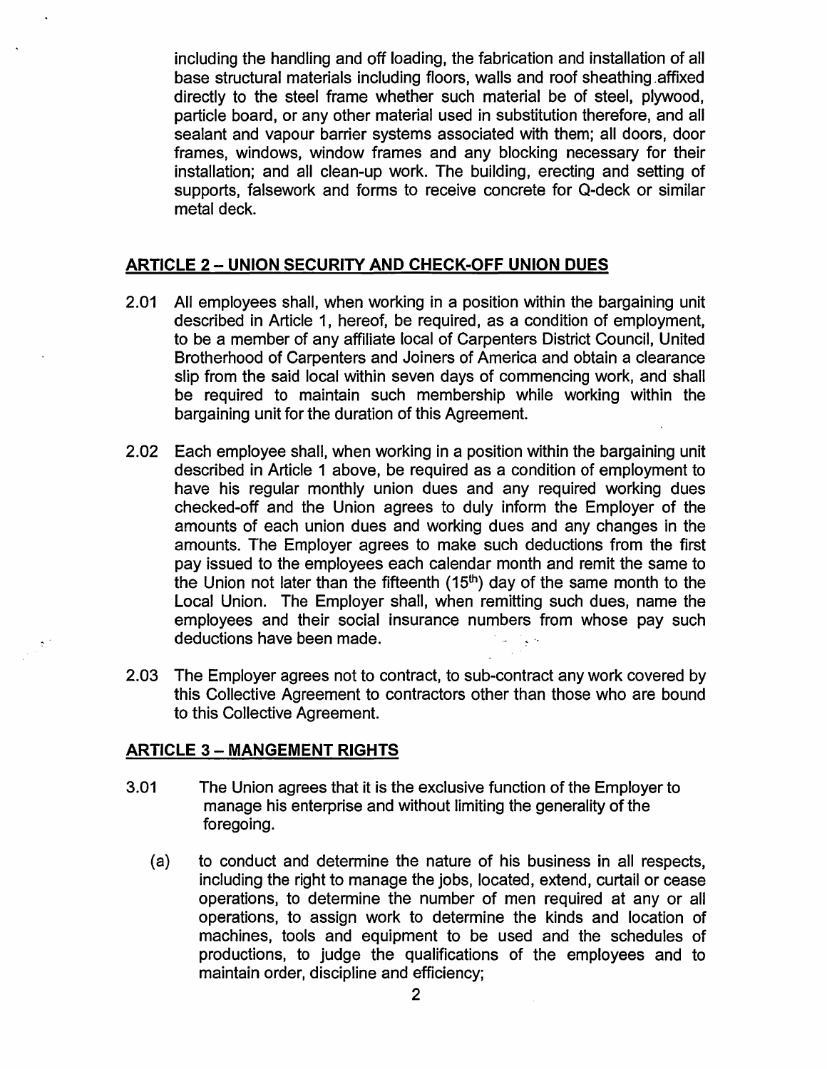including the handling and off loading, the fabrication and installation of all base structural materials including floors, walls and roof sheathing affixed directly to the steel frame whether such material be of steel, plywood, particle board, or any other material used in substitution therefore, and all sealant and vapour barrier systems associated with them; all doors, door frames, windows, window frames and any blocking necessary for their installation; and all clean-up work. The building, erecting and setting of supports, falsework and forms to receive concrete for Q-deck or similar metal deck.

## ARTICLE 2 – UNION SECURITY AND CHECK-OFF UNION DUES

2.01 All employees shall, when working in a position within the bargaining unit described in Article 1, hereof, be required, as a condition of employment, to be a member of any affiliate local of Carpenters District Council, United Brotherhood of Carpenters and Joiners of America and obtain a clearance slip from the said local within seven days of commencing work, and shall be required to maintain such membership while working within the bargaining unit for the duration of this Agreement.

2.02 Each employee shall, when working in a position within the bargaining unit described in Article 1 above, be required as a condition of employment to have his regular monthly union dues and any required working dues checked-off and the Union agrees to duly inform the Employer of the amounts of each union dues and working dues and any changes in the amounts. The Employer agrees to make such deductions from the first pay issued to the employees each calendar month and remit the same to the Union not later than the fifteenth (15th) day of the same month to the Local Union. The Employer shall, when remitting such dues, name the employees and their social insurance numbers from whose pay such deductions have been made.

2.03 The Employer agrees not to contract, to sub-contract any work covered by this Collective Agreement to contractors other than those who are bound to this Collective Agreement.

## ARTICLE 3 – MANGEMENT RIGHTS

3.01 The Union agrees that it is the exclusive function of the Employer to manage his enterprise and without limiting the generality of the foregoing.

(a) to conduct and determine the nature of his business in all respects, including the right to manage the jobs, located, extend, curtail or cease operations, to determine the number of men required at any or all operations, to assign work to determine the kinds and location of machines, tools and equipment to be used and the schedules of productions, to judge the qualifications of the employees and to maintain order, discipline and efficiency;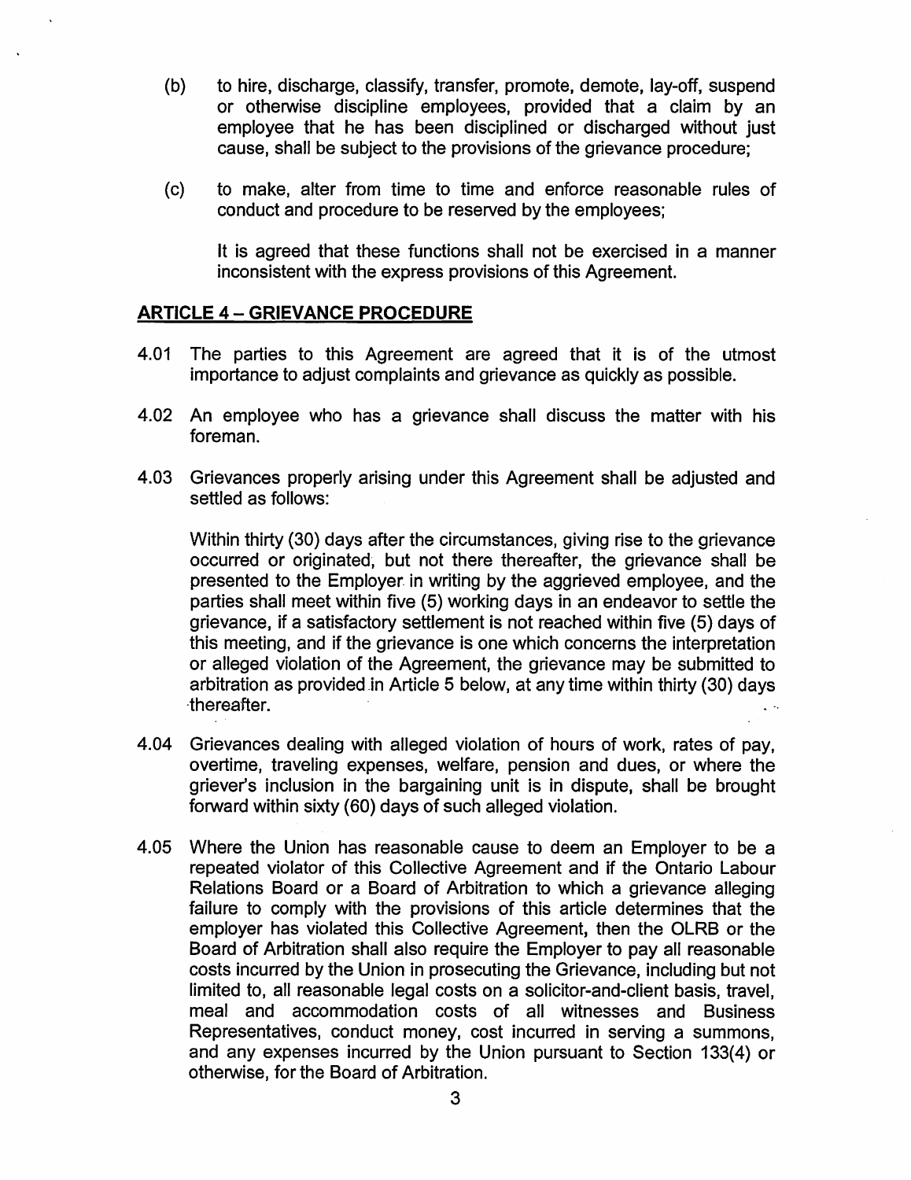(b) to hire, discharge, classify, transfer, promote, demote, lay-off, suspend or otherwise discipline employees, provided that a claim by an employee that he has been disciplined or discharged without just cause, shall be subject to the provisions of the grievance procedure;

(c) to make, alter from time to time and enforce reasonable rules of conduct and procedure to be reserved by the employees;

It is agreed that these functions shall not be exercised in a manner inconsistent with the express provisions of this Agreement.

## ARTICLE 4 – GRIEVANCE PROCEDURE

4.01 The parties to this Agreement are agreed that it is of the utmost importance to adjust complaints and grievance as quickly as possible.

4.02 An employee who has a grievance shall discuss the matter with his foreman.

4.03 Grievances properly arising under this Agreement shall be adjusted and settled as follows:

Within thirty (30) days after the circumstances, giving rise to the grievance occurred or originated, but not there thereafter, the grievance shall be presented to the Employer in writing by the aggrieved employee, and the parties shall meet within five (5) working days in an endeavor to settle the grievance, if a satisfactory settlement is not reached within five (5) days of this meeting, and if the grievance is one which concerns the interpretation or alleged violation of the Agreement, the grievance may be submitted to arbitration as provided in Article 5 below, at any time within thirty (30) days thereafter.

4.04 Grievances dealing with alleged violation of hours of work, rates of pay, overtime, traveling expenses, welfare, pension and dues, or where the griever's inclusion in the bargaining unit is in dispute, shall be brought forward within sixty (60) days of such alleged violation.

4.05 Where the Union has reasonable cause to deem an Employer to be a repeated violator of this Collective Agreement and if the Ontario Labour Relations Board or a Board of Arbitration to which a grievance alleging failure to comply with the provisions of this article determines that the employer has violated this Collective Agreement, then the OLRB or the Board of Arbitration shall also require the Employer to pay all reasonable costs incurred by the Union in prosecuting the Grievance, including but not limited to, all reasonable legal costs on a solicitor-and-client basis, travel, meal and accommodation costs of all witnesses and Business Representatives, conduct money, cost incurred in serving a summons, and any expenses incurred by the Union pursuant to Section 133(4) or otherwise, for the Board of Arbitration.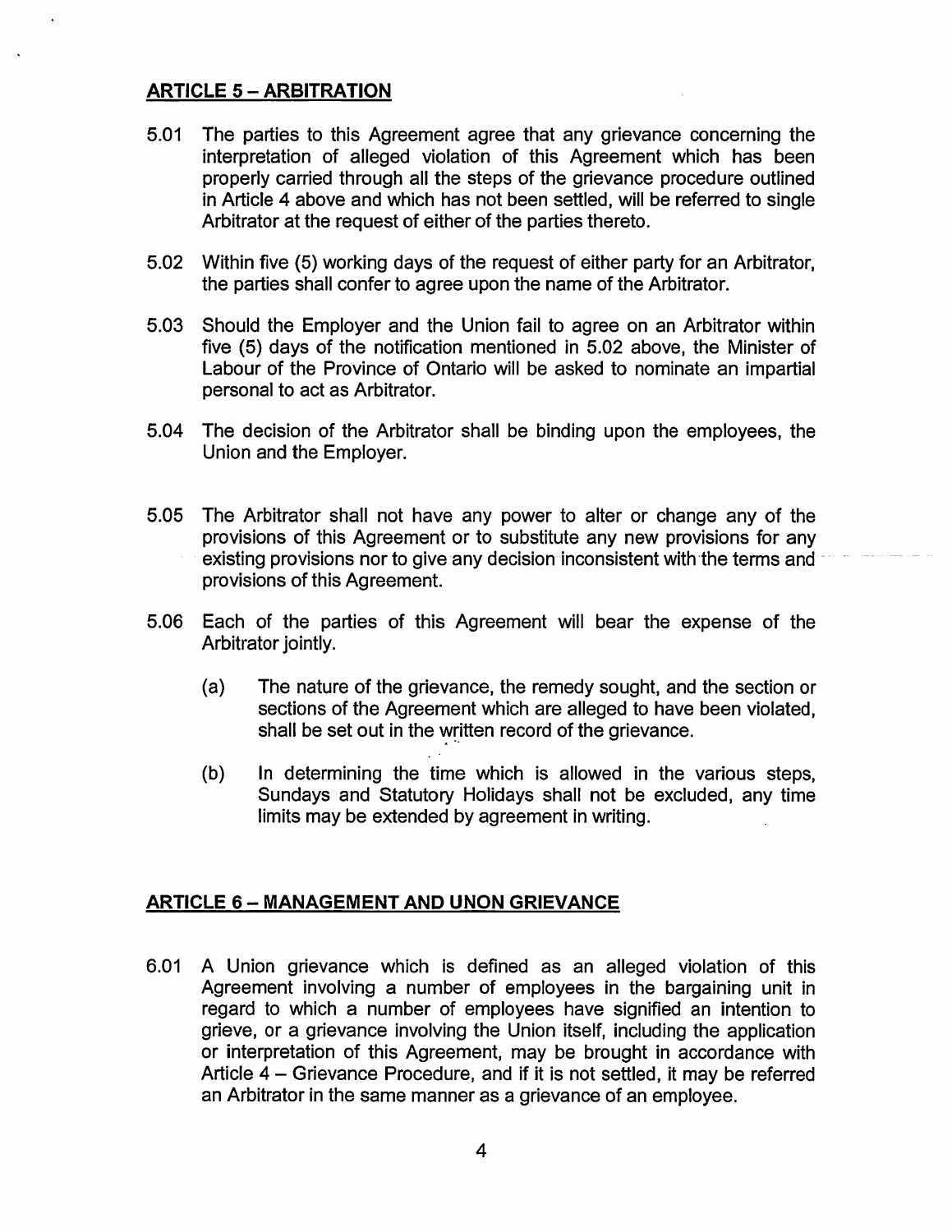## ARTICLE 5 – ARBITRATION

5.01 The parties to this Agreement agree that any grievance concerning the interpretation of alleged violation of this Agreement which has been properly carried through all the steps of the grievance procedure outlined in Article 4 above and which has not been settled, will be referred to single Arbitrator at the request of either of the parties thereto.

5.02 Within five (5) working days of the request of either party for an Arbitrator, the parties shall confer to agree upon the name of the Arbitrator.

5.03 Should the Employer and the Union fail to agree on an Arbitrator within five (5) days of the notification mentioned in 5.02 above, the Minister of Labour of the Province of Ontario will be asked to nominate an impartial personal to act as Arbitrator.

5.04 The decision of the Arbitrator shall be binding upon the employees, the Union and the Employer.

5.05 The Arbitrator shall not have any power to alter or change any of the provisions of this Agreement or to substitute any new provisions for any existing provisions nor to give any decision inconsistent with the terms and provisions of this Agreement.

5.06 Each of the parties of this Agreement will bear the expense of the Arbitrator jointly.

(a) The nature of the grievance, the remedy sought, and the section or sections of the Agreement which are alleged to have been violated, shall be set out in the written record of the grievance.

(b) In determining the time which is allowed in the various steps, Sundays and Statutory Holidays shall not be excluded, any time limits may be extended by agreement in writing.

## ARTICLE 6 – MANAGEMENT AND UNON GRIEVANCE

6.01 A Union grievance which is defined as an alleged violation of this Agreement involving a number of employees in the bargaining unit in regard to which a number of employees have signified an intention to grieve, or a grievance involving the Union itself, including the application or interpretation of this Agreement, may be brought in accordance with Article 4 – Grievance Procedure, and if it is not settled, it may be referred an Arbitrator in the same manner as a grievance of an employee.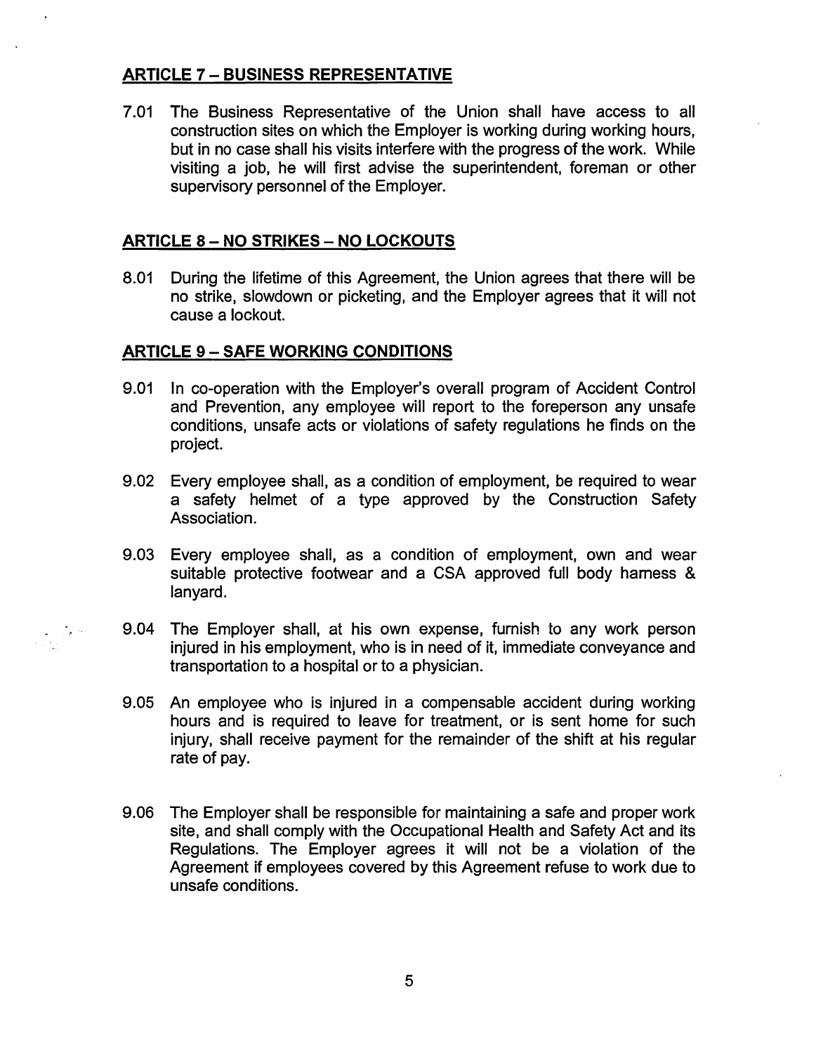## ARTICLE 7 – BUSINESS REPRESENTATIVE

7.01 The Business Representative of the Union shall have access to all construction sites on which the Employer is working during working hours, but in no case shall his visits interfere with the progress of the work. While visiting a job, he will first advise the superintendent, foreman or other supervisory personnel of the Employer.

## ARTICLE 8 – NO STRIKES – NO LOCKOUTS

8.01 During the lifetime of this Agreement, the Union agrees that there will be no strike, slowdown or picketing, and the Employer agrees that it will not cause a lockout.

## ARTICLE 9 – SAFE WORKING CONDITIONS

9.01 In co-operation with the Employer's overall program of Accident Control and Prevention, any employee will report to the foreperson any unsafe conditions, unsafe acts or violations of safety regulations he finds on the project.

9.02 Every employee shall, as a condition of employment, be required to wear a safety helmet of a type approved by the Construction Safety Association.

9.03 Every employee shall, as a condition of employment, own and wear suitable protective footwear and a CSA approved full body harness & lanyard.

9.04 The Employer shall, at his own expense, furnish to any work person injured in his employment, who is in need of it, immediate conveyance and transportation to a hospital or to a physician.

9.05 An employee who is injured in a compensable accident during working hours and is required to leave for treatment, or is sent home for such injury, shall receive payment for the remainder of the shift at his regular rate of pay.

9.06 The Employer shall be responsible for maintaining a safe and proper work site, and shall comply with the Occupational Health and Safety Act and its Regulations. The Employer agrees it will not be a violation of the Agreement if employees covered by this Agreement refuse to work due to unsafe conditions.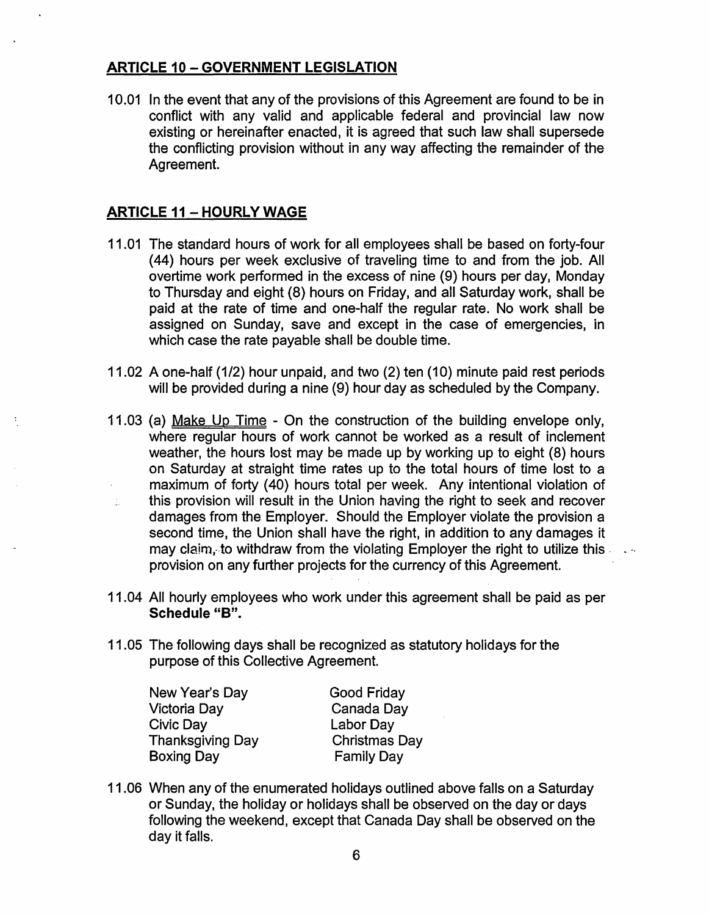## ARTICLE 10 – GOVERNMENT LEGISLATION

10.01 In the event that any of the provisions of this Agreement are found to be in conflict with any valid and applicable federal and provincial law now existing or hereinafter enacted, it is agreed that such law shall supersede the conflicting provision without in any way affecting the remainder of the Agreement.

## ARTICLE 11 – HOURLY WAGE

11.01 The standard hours of work for all employees shall be based on forty-four (44) hours per week exclusive of traveling time to and from the job. All overtime work performed in the excess of nine (9) hours per day, Monday to Thursday and eight (8) hours on Friday, and all Saturday work, shall be paid at the rate of time and one-half the regular rate. No work shall be assigned on Sunday, save and except in the case of emergencies, in which case the rate payable shall be double time.

11.02 A one-half (1/2) hour unpaid, and two (2) ten (10) minute paid rest periods will be provided during a nine (9) hour day as scheduled by the Company.

11.03 (a) Make Up Time - On the construction of the building envelope only, where regular hours of work cannot be worked as a result of inclement weather, the hours lost may be made up by working up to eight (8) hours on Saturday at straight time rates up to the total hours of time lost to a maximum of forty (40) hours total per week. Any intentional violation of this provision will result in the Union having the right to seek and recover damages from the Employer. Should the Employer violate the provision a second time, the Union shall have the right, in addition to any damages it may claim, to withdraw from the violating Employer the right to utilize this provision on any further projects for the currency of this Agreement.

11.04 All hourly employees who work under this agreement shall be paid as per **Schedule "B"**.

11.05 The following days shall be recognized as statutory holidays for the purpose of this Collective Agreement.

| | |
|---|---|
| New Year's Day | Good Friday |
| Victoria Day | Canada Day |
| Civic Day | Labor Day |
| Thanksgiving Day | Christmas Day |
| Boxing Day | Family Day |

11.06 When any of the enumerated holidays outlined above falls on a Saturday or Sunday, the holiday or holidays shall be observed on the day or days following the weekend, except that Canada Day shall be observed on the day it falls.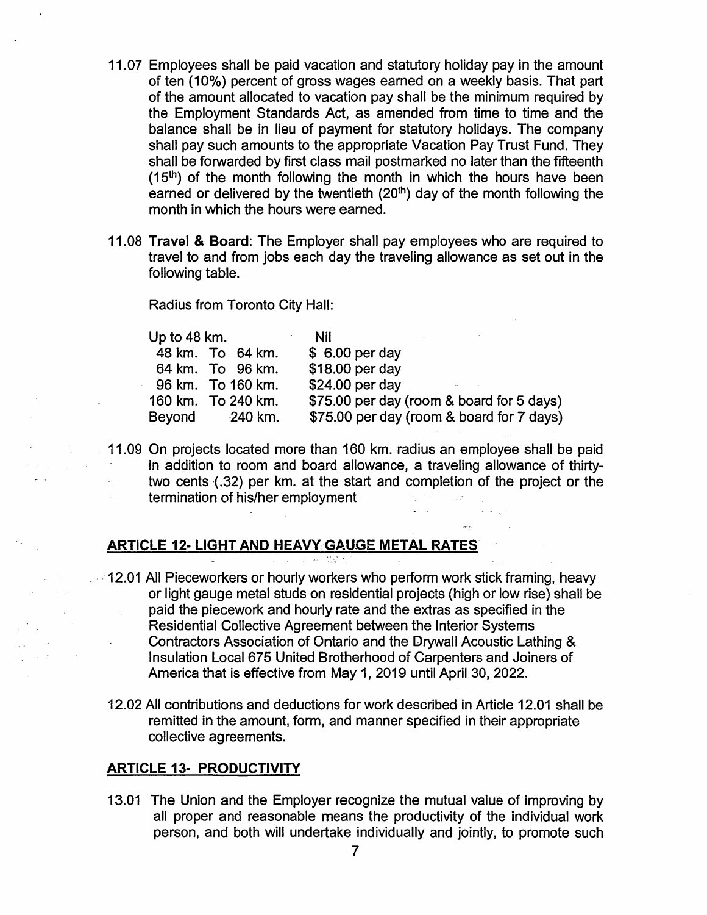11.07 Employees shall be paid vacation and statutory holiday pay in the amount of ten (10%) percent of gross wages earned on a weekly basis. That part of the amount allocated to vacation pay shall be the minimum required by the Employment Standards Act, as amended from time to time and the balance shall be in lieu of payment for statutory holidays. The company shall pay such amounts to the appropriate Vacation Pay Trust Fund. They shall be forwarded by first class mail postmarked no later than the fifteenth (15th) of the month following the month in which the hours have been earned or delivered by the twentieth (20th) day of the month following the month in which the hours were earned.

11.08 **Travel & Board**: The Employer shall pay employees who are required to travel to and from jobs each day the traveling allowance as set out in the following table.

Radius from Toronto City Hall:

| | |
|---|---|
| Up to 48 km. | Nil |
| 48 km. To 64 km. | $ 6.00 per day |
| 64 km. To 96 km. | $18.00 per day |
| 96 km. To 160 km. | $24.00 per day |
| 160 km. To 240 km. | $75.00 per day (room & board for 5 days) |
| Beyond 240 km. | $75.00 per day (room & board for 7 days) |

11.09 On projects located more than 160 km. radius an employee shall be paid in addition to room and board allowance, a traveling allowance of thirty-two cents (.32) per km. at the start and completion of the project or the termination of his/her employment

## ARTICLE 12- LIGHT AND HEAVY GAUGE METAL RATES

12.01 All Pieceworkers or hourly workers who perform work stick framing, heavy or light gauge metal studs on residential projects (high or low rise) shall be paid the piecework and hourly rate and the extras as specified in the Residential Collective Agreement between the Interior Systems Contractors Association of Ontario and the Drywall Acoustic Lathing & Insulation Local 675 United Brotherhood of Carpenters and Joiners of America that is effective from May 1, 2019 until April 30, 2022.

12.02 All contributions and deductions for work described in Article 12.01 shall be remitted in the amount, form, and manner specified in their appropriate collective agreements.

## ARTICLE 13- PRODUCTIVITY

13.01 The Union and the Employer recognize the mutual value of improving by all proper and reasonable means the productivity of the individual work person, and both will undertake individually and jointly, to promote such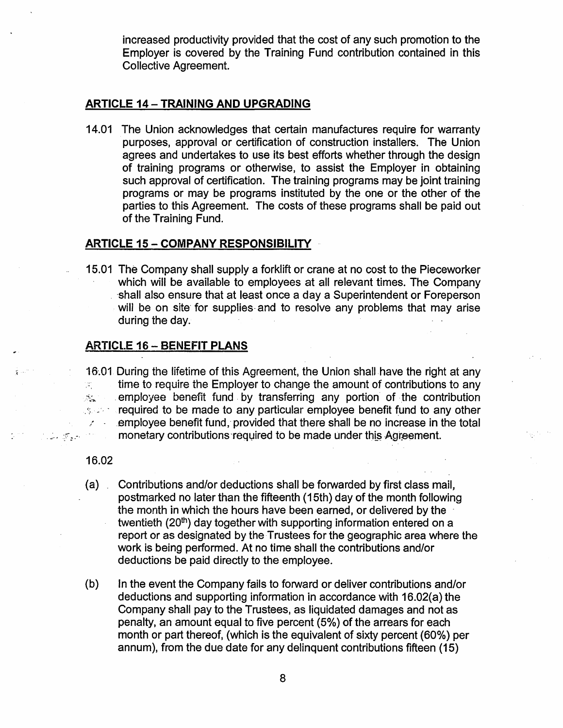increased productivity provided that the cost of any such promotion to the Employer is covered by the Training Fund contribution contained in this Collective Agreement.

## ARTICLE 14 – TRAINING AND UPGRADING

14.01 The Union acknowledges that certain manufactures require for warranty purposes, approval or certification of construction installers. The Union agrees and undertakes to use its best efforts whether through the design of training programs or otherwise, to assist the Employer in obtaining such approval of certification. The training programs may be joint training programs or may be programs instituted by the one or the other of the parties to this Agreement. The costs of these programs shall be paid out of the Training Fund.

## ARTICLE 15 – COMPANY RESPONSIBILITY

15.01 The Company shall supply a forklift or crane at no cost to the Pieceworker which will be available to employees at all relevant times. The Company shall also ensure that at least once a day a Superintendent or Foreperson will be on site for supplies and to resolve any problems that may arise during the day.

## ARTICLE 16 – BENEFIT PLANS

16.01 During the lifetime of this Agreement, the Union shall have the right at any time to require the Employer to change the amount of contributions to any employee benefit fund by transferring any portion of the contribution required to be made to any particular employee benefit fund to any other employee benefit fund, provided that there shall be no increase in the total monetary contributions required to be made under this Agreement.

16.02

(a) Contributions and/or deductions shall be forwarded by first class mail, postmarked no later than the fifteenth (15th) day of the month following the month in which the hours have been earned, or delivered by the twentieth (20th) day together with supporting information entered on a report or as designated by the Trustees for the geographic area where the work is being performed. At no time shall the contributions and/or deductions be paid directly to the employee.

(b) In the event the Company fails to forward or deliver contributions and/or deductions and supporting information in accordance with 16.02(a) the Company shall pay to the Trustees, as liquidated damages and not as penalty, an amount equal to five percent (5%) of the arrears for each month or part thereof, (which is the equivalent of sixty percent (60%) per annum), from the due date for any delinquent contributions fifteen (15)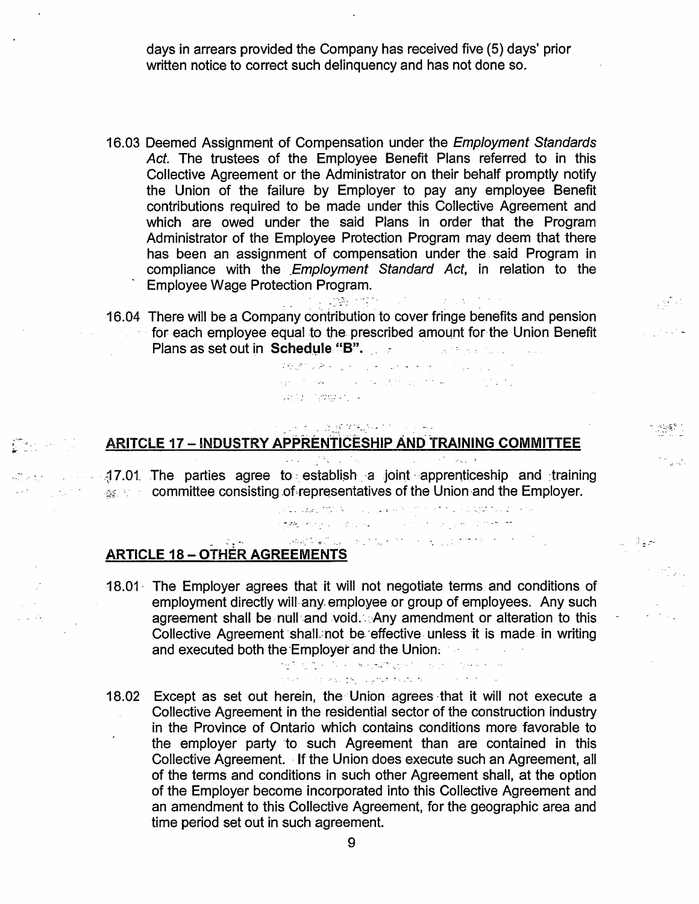days in arrears provided the Company has received five (5) days' prior written notice to correct such delinquency and has not done so.

16.03 Deemed Assignment of Compensation under the *Employment Standards Act*. The trustees of the Employee Benefit Plans referred to in this Collective Agreement or the Administrator on their behalf promptly notify the Union of the failure by Employer to pay any employee Benefit contributions required to be made under this Collective Agreement and which are owed under the said Plans in order that the Program Administrator of the Employee Protection Program may deem that there has been an assignment of compensation under the said Program in compliance with the *Employment Standard Act*, in relation to the Employee Wage Protection Program.

16.04 There will be a Company contribution to cover fringe benefits and pension for each employee equal to the prescribed amount for the Union Benefit Plans as set out in **Schedule "B"**.

## ARITCLE 17 – INDUSTRY APPRENTICESHIP AND TRAINING COMMITTEE

17.01 The parties agree to establish a joint apprenticeship and training committee consisting of representatives of the Union and the Employer.

## ARTICLE 18 – OTHER AGREEMENTS

18.01 The Employer agrees that it will not negotiate terms and conditions of employment directly will any employee or group of employees. Any such agreement shall be null and void. Any amendment or alteration to this Collective Agreement shall not be effective unless it is made in writing and executed both the Employer and the Union.

18.02 Except as set out herein, the Union agrees that it will not execute a Collective Agreement in the residential sector of the construction industry in the Province of Ontario which contains conditions more favorable to the employer party to such Agreement than are contained in this Collective Agreement. If the Union does execute such an Agreement, all of the terms and conditions in such other Agreement shall, at the option of the Employer become incorporated into this Collective Agreement and an amendment to this Collective Agreement, for the geographic area and time period set out in such agreement.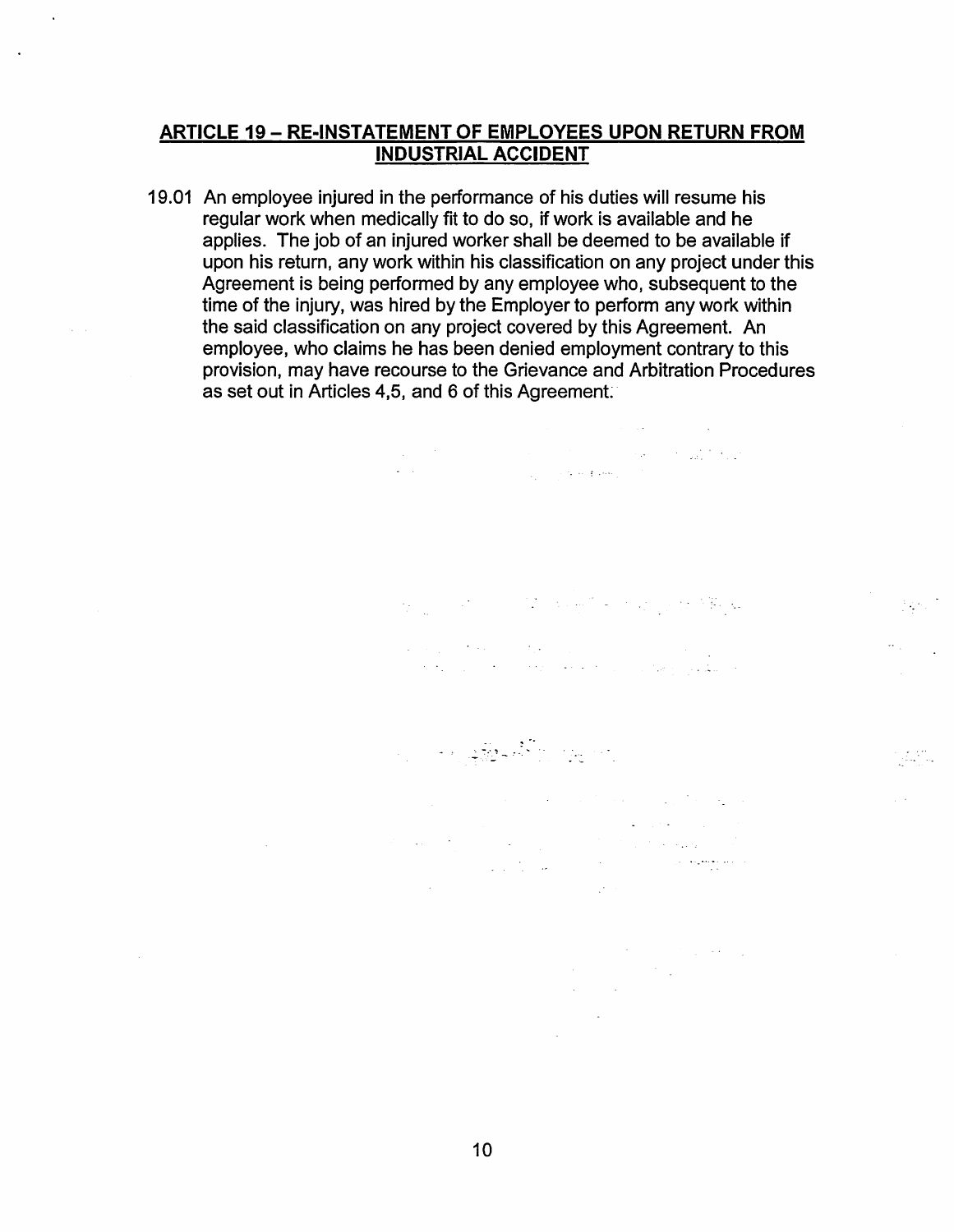## ARTICLE 19 – RE-INSTATEMENT OF EMPLOYEES UPON RETURN FROM INDUSTRIAL ACCIDENT

19.01 An employee injured in the performance of his duties will resume his regular work when medically fit to do so, if work is available and he applies. The job of an injured worker shall be deemed to be available if upon his return, any work within his classification on any project under this Agreement is being performed by any employee who, subsequent to the time of the injury, was hired by the Employer to perform any work within the said classification on any project covered by this Agreement. An employee, who claims he has been denied employment contrary to this provision, may have recourse to the Grievance and Arbitration Procedures as set out in Articles 4,5, and 6 of this Agreement.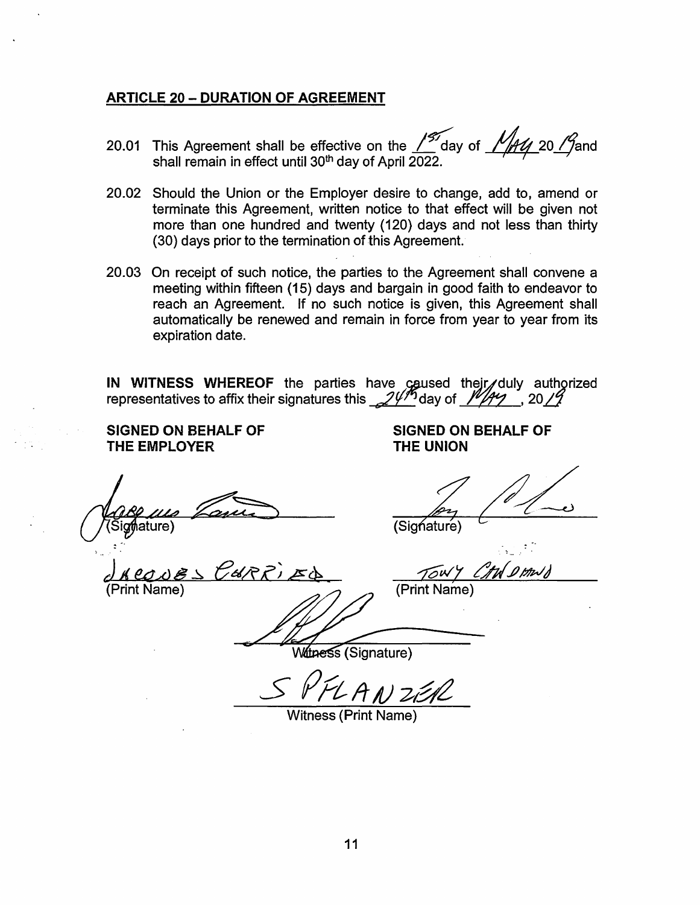## ARTICLE 20 – DURATION OF AGREEMENT

20.01 This Agreement shall be effective on the 1st day of May 2019 and shall remain in effect until 30th day of April 2022.

20.02 Should the Union or the Employer desire to change, add to, amend or terminate this Agreement, written notice to that effect will be given not more than one hundred and twenty (120) days and not less than thirty (30) days prior to the termination of this Agreement.

20.03 On receipt of such notice, the parties to the Agreement shall convene a meeting within fifteen (15) days and bargain in good faith to endeavor to reach an Agreement. If no such notice is given, this Agreement shall automatically be renewed and remain in force from year to year from its expiration date.

**IN WITNESS WHEREOF** the parties have caused their duly authorized representatives to affix their signatures this 24th day of May, 2019

| **SIGNED ON BEHALF OF THE EMPLOYER** | **SIGNED ON BEHALF OF THE UNION** |
|---|---|
| (Signature) | (Signature) |
| JACQUES CURRIED | TONY CHIDIANO |
| (Print Name) | (Print Name) |

Witness (Signature)

S PFLANZER

Witness (Print Name)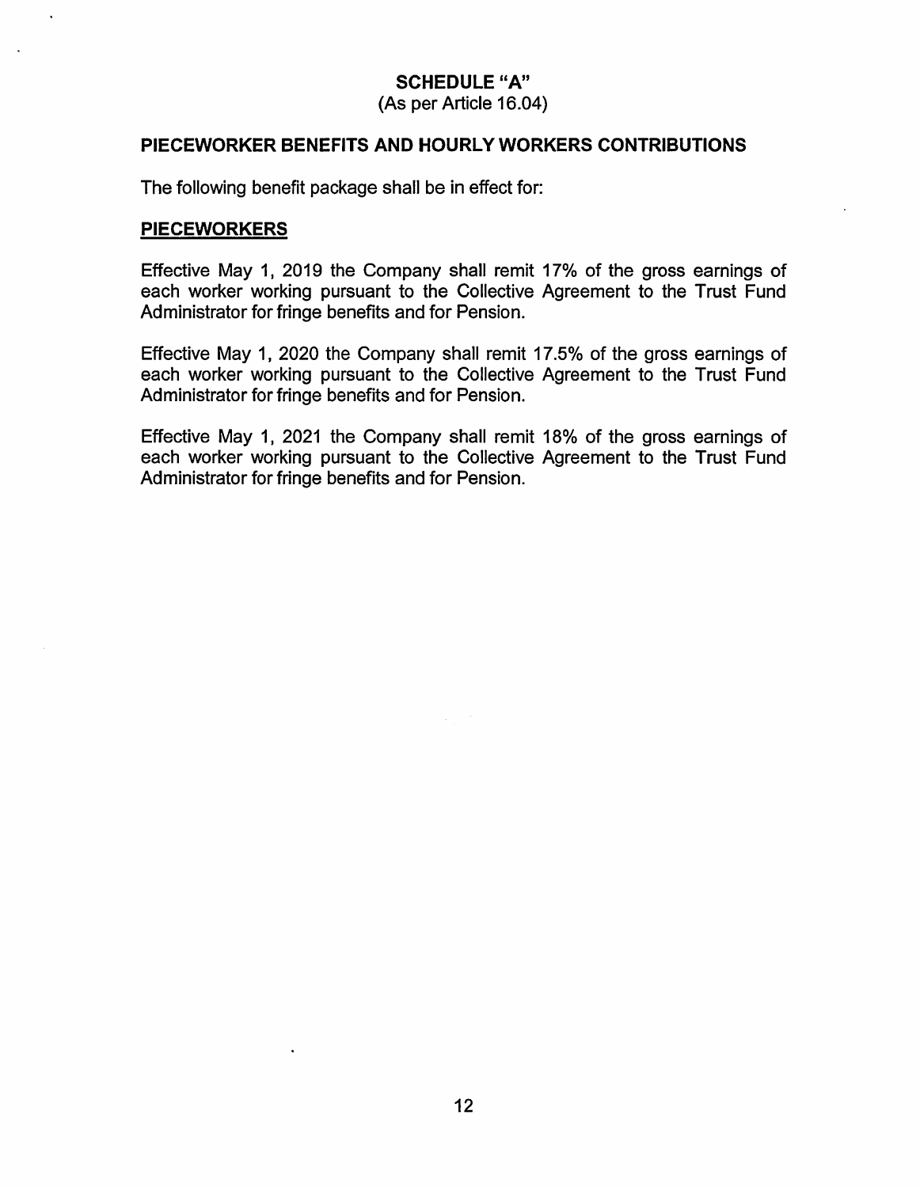# SCHEDULE "A"
(As per Article 16.04)

## PIECEWORKER BENEFITS AND HOURLY WORKERS CONTRIBUTIONS

The following benefit package shall be in effect for:

### PIECEWORKERS

Effective May 1, 2019 the Company shall remit 17% of the gross earnings of each worker working pursuant to the Collective Agreement to the Trust Fund Administrator for fringe benefits and for Pension.

Effective May 1, 2020 the Company shall remit 17.5% of the gross earnings of each worker working pursuant to the Collective Agreement to the Trust Fund Administrator for fringe benefits and for Pension.

Effective May 1, 2021 the Company shall remit 18% of the gross earnings of each worker working pursuant to the Collective Agreement to the Trust Fund Administrator for fringe benefits and for Pension.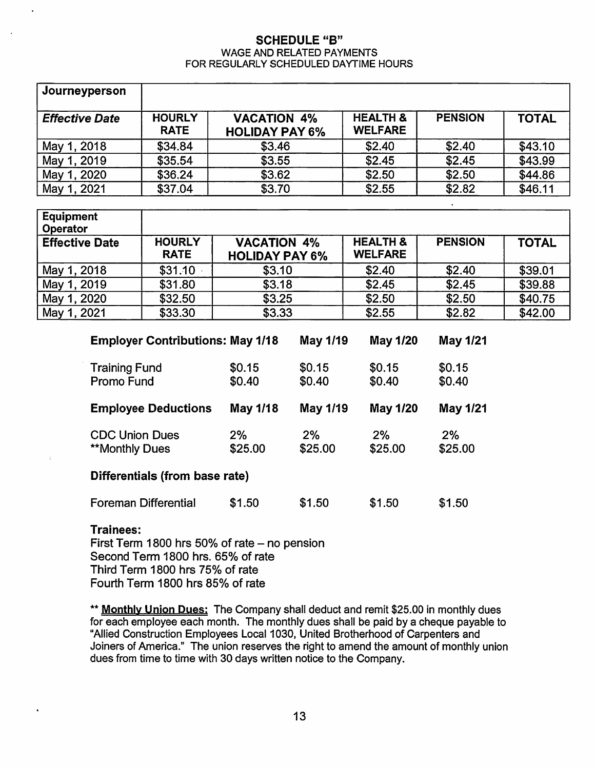## SCHEDULE "B"
### WAGE AND RELATED PAYMENTS FOR REGULARLY SCHEDULED DAYTIME HOURS

| **Journeyperson** | | | | | |
|---|---|---|---|---|---|
| ***Effective Date*** | **HOURLY RATE** | **VACATION 4% HOLIDAY PAY 6%** | **HEALTH & WELFARE** | **PENSION** | **TOTAL** |
| May 1, 2018 | $34.84 | $3.46 | $2.40 | $2.40 | $43.10 |
| May 1, 2019 | $35.54 | $3.55 | $2.45 | $2.45 | $43.99 |
| May 1, 2020 | $36.24 | $3.62 | $2.50 | $2.50 | $44.86 |
| May 1, 2021 | $37.04 | $3.70 | $2.55 | $2.82 | $46.11 |

| **Equipment Operator** | | | | | |
|---|---|---|---|---|---|
| **Effective Date** | **HOURLY RATE** | **VACATION 4% HOLIDAY PAY 6%** | **HEALTH & WELFARE** | **PENSION** | **TOTAL** |
| May 1, 2018 | $31.10 | $3.10 | $2.40 | $2.40 | $39.01 |
| May 1, 2019 | $31.80 | $3.18 | $2.45 | $2.45 | $39.88 |
| May 1, 2020 | $32.50 | $3.25 | $2.50 | $2.50 | $40.75 |
| May 1, 2021 | $33.30 | $3.33 | $2.55 | $2.82 | $42.00 |

| **Employer Contributions:** | **May 1/18** | **May 1/19** | **May 1/20** | **May 1/21** |
|---|---|---|---|---|
| Training Fund | $0.15 | $0.15 | $0.15 | $0.15 |
| Promo Fund | $0.40 | $0.40 | $0.40 | $0.40 |

| **Employee Deductions** | **May 1/18** | **May 1/19** | **May 1/20** | **May 1/21** |
|---|---|---|---|---|
| CDC Union Dues | 2% | 2% | 2% | 2% |
| **Monthly Dues | $25.00 | $25.00 | $25.00 | $25.00 |

**Differentials (from base rate)**

| | | | | |
|---|---|---|---|---|
| Foreman Differential | $1.50 | $1.50 | $1.50 | $1.50 |

**Trainees:**

First Term 1800 hrs 50% of rate – no pension
Second Term 1800 hrs. 65% of rate
Third Term 1800 hrs 75% of rate
Fourth Term 1800 hrs 85% of rate

** **Monthly Union Dues:** The Company shall deduct and remit $25.00 in monthly dues for each employee each month. The monthly dues shall be paid by a cheque payable to "Allied Construction Employees Local 1030, United Brotherhood of Carpenters and Joiners of America." The union reserves the right to amend the amount of monthly union dues from time to time with 30 days written notice to the Company.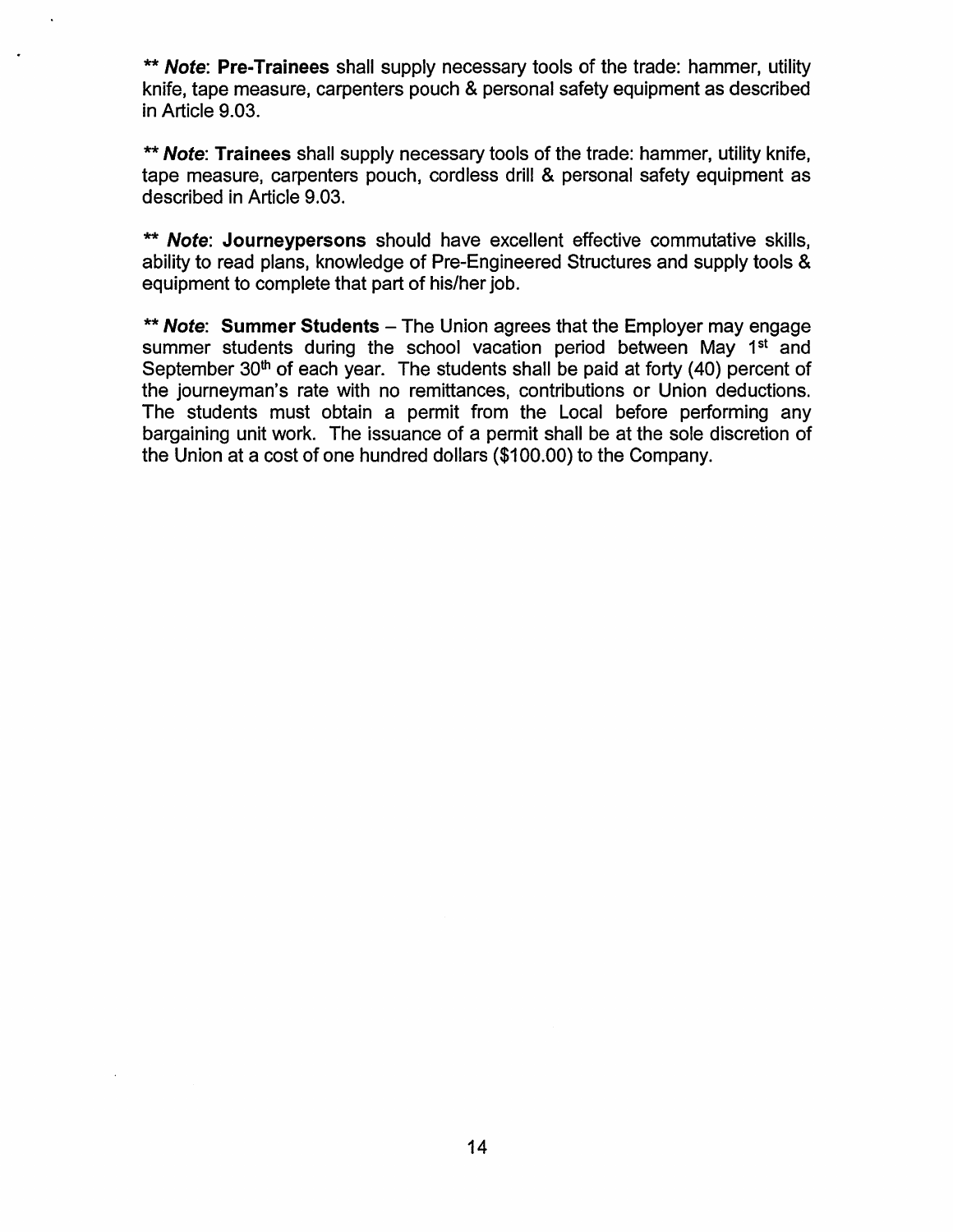** ***Note***: **Pre-Trainees** shall supply necessary tools of the trade: hammer, utility knife, tape measure, carpenters pouch & personal safety equipment as described in Article 9.03.

** ***Note***: **Trainees** shall supply necessary tools of the trade: hammer, utility knife, tape measure, carpenters pouch, cordless drill & personal safety equipment as described in Article 9.03.

** ***Note***: **Journeypersons** should have excellent effective commutative skills, ability to read plans, knowledge of Pre-Engineered Structures and supply tools & equipment to complete that part of his/her job.

** ***Note***: **Summer Students** – The Union agrees that the Employer may engage summer students during the school vacation period between May 1st and September 30th of each year. The students shall be paid at forty (40) percent of the journeyman's rate with no remittances, contributions or Union deductions. The students must obtain a permit from the Local before performing any bargaining unit work. The issuance of a permit shall be at the sole discretion of the Union at a cost of one hundred dollars ($100.00) to the Company.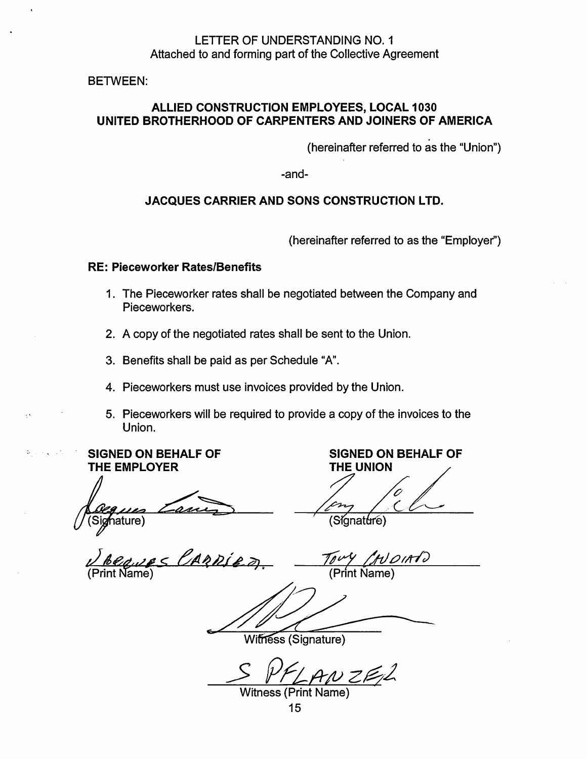LETTER OF UNDERSTANDING NO. 1
Attached to and forming part of the Collective Agreement

BETWEEN:

**ALLIED CONSTRUCTION EMPLOYEES, LOCAL 1030**
**UNITED BROTHERHOOD OF CARPENTERS AND JOINERS OF AMERICA**

(hereinafter referred to as the "Union")

-and-

**JACQUES CARRIER AND SONS CONSTRUCTION LTD.**

(hereinafter referred to as the "Employer")

**RE: Pieceworker Rates/Benefits**

1. The Pieceworker rates shall be negotiated between the Company and Pieceworkers.

2. A copy of the negotiated rates shall be sent to the Union.

3. Benefits shall be paid as per Schedule "A".

4. Pieceworkers must use invoices provided by the Union.

5. Pieceworkers will be required to provide a copy of the invoices to the Union.

| **SIGNED ON BEHALF OF THE EMPLOYER** | **SIGNED ON BEHALF OF THE UNION** |
|---|---|
| (Signature) | (Signature) |
| JACQUES CARRIER (Print Name) | TONY CAVOIATO (Print Name) |

Witness (Signature)

S PFLANZER
Witness (Print Name)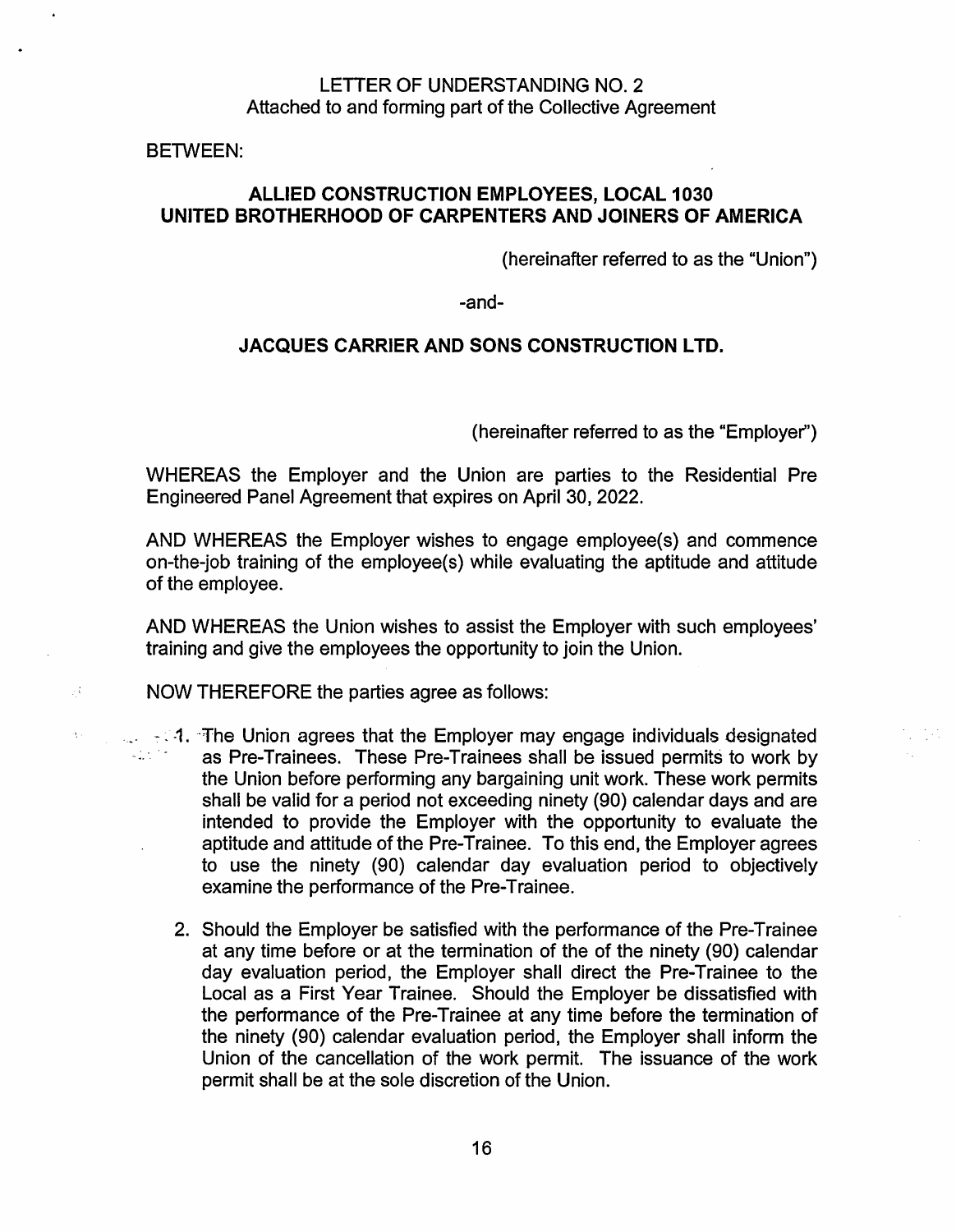# LETTER OF UNDERSTANDING NO. 2

Attached to and forming part of the Collective Agreement

BETWEEN:

**ALLIED CONSTRUCTION EMPLOYEES, LOCAL 1030**
**UNITED BROTHERHOOD OF CARPENTERS AND JOINERS OF AMERICA**

(hereinafter referred to as the "Union")

-and-

**JACQUES CARRIER AND SONS CONSTRUCTION LTD.**

(hereinafter referred to as the "Employer")

WHEREAS the Employer and the Union are parties to the Residential Pre Engineered Panel Agreement that expires on April 30, 2022.

AND WHEREAS the Employer wishes to engage employee(s) and commence on-the-job training of the employee(s) while evaluating the aptitude and attitude of the employee.

AND WHEREAS the Union wishes to assist the Employer with such employees' training and give the employees the opportunity to join the Union.

NOW THEREFORE the parties agree as follows:

1. The Union agrees that the Employer may engage individuals designated as Pre-Trainees. These Pre-Trainees shall be issued permits to work by the Union before performing any bargaining unit work. These work permits shall be valid for a period not exceeding ninety (90) calendar days and are intended to provide the Employer with the opportunity to evaluate the aptitude and attitude of the Pre-Trainee. To this end, the Employer agrees to use the ninety (90) calendar day evaluation period to objectively examine the performance of the Pre-Trainee.

2. Should the Employer be satisfied with the performance of the Pre-Trainee at any time before or at the termination of the of the ninety (90) calendar day evaluation period, the Employer shall direct the Pre-Trainee to the Local as a First Year Trainee. Should the Employer be dissatisfied with the performance of the Pre-Trainee at any time before the termination of the ninety (90) calendar evaluation period, the Employer shall inform the Union of the cancellation of the work permit. The issuance of the work permit shall be at the sole discretion of the Union.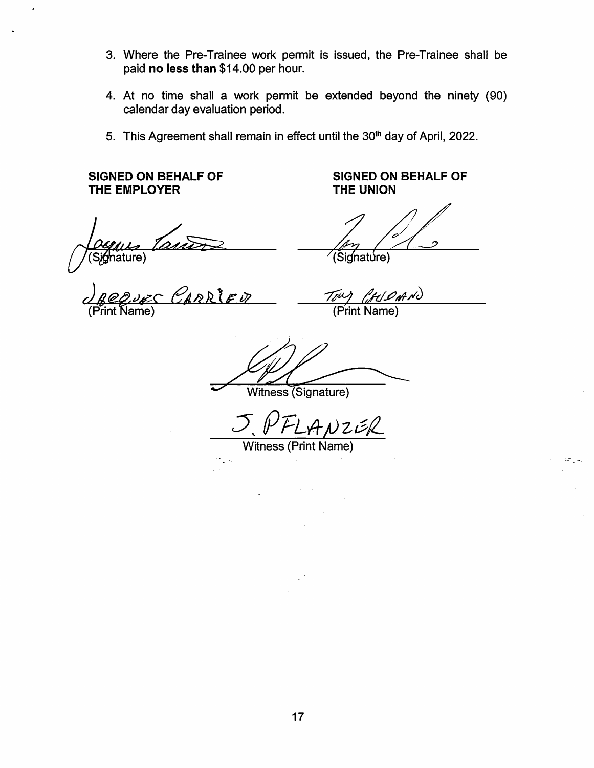3. Where the Pre-Trainee work permit is issued, the Pre-Trainee shall be paid **no less than** $14.00 per hour.

4. At no time shall a work permit be extended beyond the ninety (90) calendar day evaluation period.

5. This Agreement shall remain in effect until the 30th day of April, 2022.

| **SIGNED ON BEHALF OF THE EMPLOYER** | **SIGNED ON BEHALF OF THE UNION** |
|---|---|
| (Signature) | (Signature) |
| JACQUES CARRIER | TONY CHIODANO |
| (Print Name) | (Print Name) |

Witness (Signature)

J. PFLANZER

Witness (Print Name)